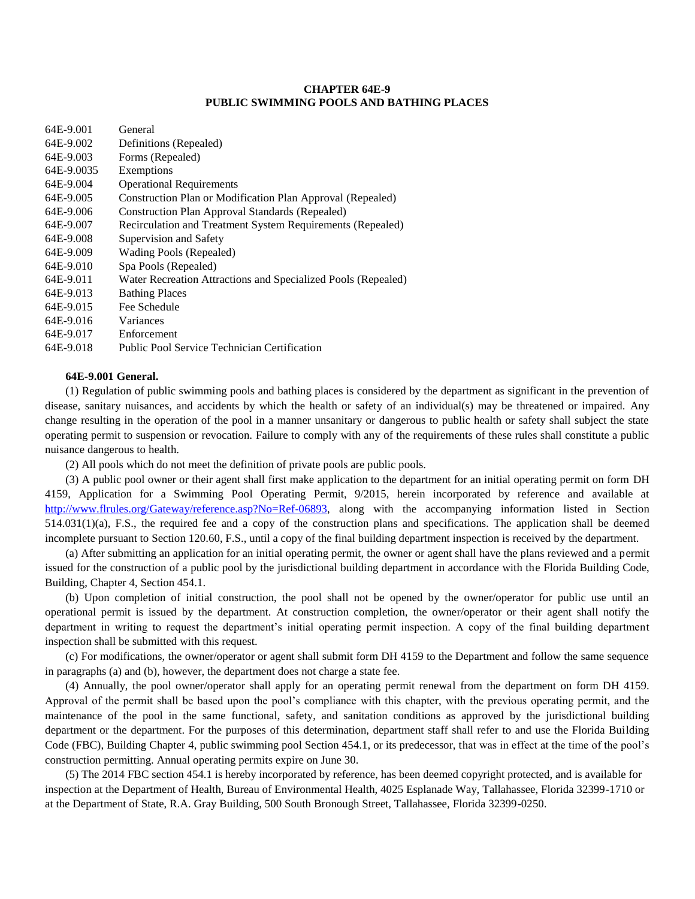# CHAPTER 64E-9
## PUBLIC SWIMMING POOLS AND BATHING PLACES

| | |
|---|---|
| 64E-9.001 | General |
| 64E-9.002 | Definitions (Repealed) |
| 64E-9.003 | Forms (Repealed) |
| 64E-9.0035 | Exemptions |
| 64E-9.004 | Operational Requirements |
| 64E-9.005 | Construction Plan or Modification Plan Approval (Repealed) |
| 64E-9.006 | Construction Plan Approval Standards (Repealed) |
| 64E-9.007 | Recirculation and Treatment System Requirements (Repealed) |
| 64E-9.008 | Supervision and Safety |
| 64E-9.009 | Wading Pools (Repealed) |
| 64E-9.010 | Spa Pools (Repealed) |
| 64E-9.011 | Water Recreation Attractions and Specialized Pools (Repealed) |
| 64E-9.013 | Bathing Places |
| 64E-9.015 | Fee Schedule |
| 64E-9.016 | Variances |
| 64E-9.017 | Enforcement |
| 64E-9.018 | Public Pool Service Technician Certification |

**64E-9.001 General.**

(1) Regulation of public swimming pools and bathing places is considered by the department as significant in the prevention of disease, sanitary nuisances, and accidents by which the health or safety of an individual(s) may be threatened or impaired. Any change resulting in the operation of the pool in a manner unsanitary or dangerous to public health or safety shall subject the state operating permit to suspension or revocation. Failure to comply with any of the requirements of these rules shall constitute a public nuisance dangerous to health.

(2) All pools which do not meet the definition of private pools are public pools.

(3) A public pool owner or their agent shall first make application to the department for an initial operating permit on form DH 4159, Application for a Swimming Pool Operating Permit, 9/2015, herein incorporated by reference and available at http://www.flrules.org/Gateway/reference.asp?No=Ref-06893, along with the accompanying information listed in Section 514.031(1)(a), F.S., the required fee and a copy of the construction plans and specifications. The application shall be deemed incomplete pursuant to Section 120.60, F.S., until a copy of the final building department inspection is received by the department.

(a) After submitting an application for an initial operating permit, the owner or agent shall have the plans reviewed and a permit issued for the construction of a public pool by the jurisdictional building department in accordance with the Florida Building Code, Building, Chapter 4, Section 454.1.

(b) Upon completion of initial construction, the pool shall not be opened by the owner/operator for public use until an operational permit is issued by the department. At construction completion, the owner/operator or their agent shall notify the department in writing to request the department's initial operating permit inspection. A copy of the final building department inspection shall be submitted with this request.

(c) For modifications, the owner/operator or agent shall submit form DH 4159 to the Department and follow the same sequence in paragraphs (a) and (b), however, the department does not charge a state fee.

(4) Annually, the pool owner/operator shall apply for an operating permit renewal from the department on form DH 4159. Approval of the permit shall be based upon the pool's compliance with this chapter, with the previous operating permit, and the maintenance of the pool in the same functional, safety, and sanitation conditions as approved by the jurisdictional building department or the department. For the purposes of this determination, department staff shall refer to and use the Florida Building Code (FBC), Building Chapter 4, public swimming pool Section 454.1, or its predecessor, that was in effect at the time of the pool's construction permitting. Annual operating permits expire on June 30.

(5) The 2014 FBC section 454.1 is hereby incorporated by reference, has been deemed copyright protected, and is available for inspection at the Department of Health, Bureau of Environmental Health, 4025 Esplanade Way, Tallahassee, Florida 32399-1710 or at the Department of State, R.A. Gray Building, 500 South Bronough Street, Tallahassee, Florida 32399-0250.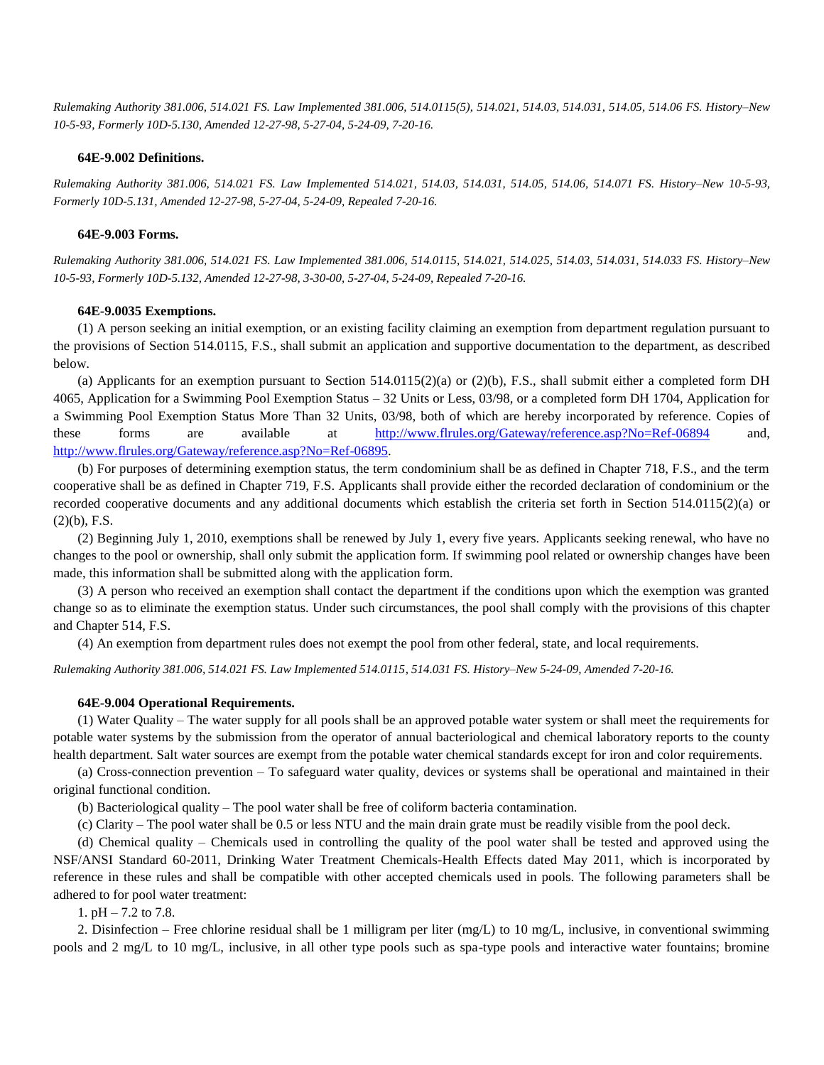*Rulemaking Authority 381.006, 514.021 FS. Law Implemented 381.006, 514.0115(5), 514.021, 514.03, 514.031, 514.05, 514.06 FS. History–New 10-5-93, Formerly 10D-5.130, Amended 12-27-98, 5-27-04, 5-24-09, 7-20-16.*

**64E-9.002 Definitions.**

*Rulemaking Authority 381.006, 514.021 FS. Law Implemented 514.021, 514.03, 514.031, 514.05, 514.06, 514.071 FS. History–New 10-5-93, Formerly 10D-5.131, Amended 12-27-98, 5-27-04, 5-24-09, Repealed 7-20-16.*

**64E-9.003 Forms.**

*Rulemaking Authority 381.006, 514.021 FS. Law Implemented 381.006, 514.0115, 514.021, 514.025, 514.03, 514.031, 514.033 FS. History–New 10-5-93, Formerly 10D-5.132, Amended 12-27-98, 3-30-00, 5-27-04, 5-24-09, Repealed 7-20-16.*

**64E-9.0035 Exemptions.**

(1) A person seeking an initial exemption, or an existing facility claiming an exemption from department regulation pursuant to the provisions of Section 514.0115, F.S., shall submit an application and supportive documentation to the department, as described below.

(a) Applicants for an exemption pursuant to Section 514.0115(2)(a) or (2)(b), F.S., shall submit either a completed form DH 4065, Application for a Swimming Pool Exemption Status – 32 Units or Less, 03/98, or a completed form DH 1704, Application for a Swimming Pool Exemption Status More Than 32 Units, 03/98, both of which are hereby incorporated by reference. Copies of these forms are available at http://www.flrules.org/Gateway/reference.asp?No=Ref-06894 and, http://www.flrules.org/Gateway/reference.asp?No=Ref-06895.

(b) For purposes of determining exemption status, the term condominium shall be as defined in Chapter 718, F.S., and the term cooperative shall be as defined in Chapter 719, F.S. Applicants shall provide either the recorded declaration of condominium or the recorded cooperative documents and any additional documents which establish the criteria set forth in Section 514.0115(2)(a) or (2)(b), F.S.

(2) Beginning July 1, 2010, exemptions shall be renewed by July 1, every five years. Applicants seeking renewal, who have no changes to the pool or ownership, shall only submit the application form. If swimming pool related or ownership changes have been made, this information shall be submitted along with the application form.

(3) A person who received an exemption shall contact the department if the conditions upon which the exemption was granted change so as to eliminate the exemption status. Under such circumstances, the pool shall comply with the provisions of this chapter and Chapter 514, F.S.

(4) An exemption from department rules does not exempt the pool from other federal, state, and local requirements.

*Rulemaking Authority 381.006, 514.021 FS. Law Implemented 514.0115, 514.031 FS. History–New 5-24-09, Amended 7-20-16.*

**64E-9.004 Operational Requirements.**

(1) Water Quality – The water supply for all pools shall be an approved potable water system or shall meet the requirements for potable water systems by the submission from the operator of annual bacteriological and chemical laboratory reports to the county health department. Salt water sources are exempt from the potable water chemical standards except for iron and color requirements.

(a) Cross-connection prevention – To safeguard water quality, devices or systems shall be operational and maintained in their original functional condition.

(b) Bacteriological quality – The pool water shall be free of coliform bacteria contamination.

(c) Clarity – The pool water shall be 0.5 or less NTU and the main drain grate must be readily visible from the pool deck.

(d) Chemical quality – Chemicals used in controlling the quality of the pool water shall be tested and approved using the NSF/ANSI Standard 60-2011, Drinking Water Treatment Chemicals-Health Effects dated May 2011, which is incorporated by reference in these rules and shall be compatible with other accepted chemicals used in pools. The following parameters shall be adhered to for pool water treatment:

1. pH – 7.2 to 7.8.

2. Disinfection – Free chlorine residual shall be 1 milligram per liter (mg/L) to 10 mg/L, inclusive, in conventional swimming pools and 2 mg/L to 10 mg/L, inclusive, in all other type pools such as spa-type pools and interactive water fountains; bromine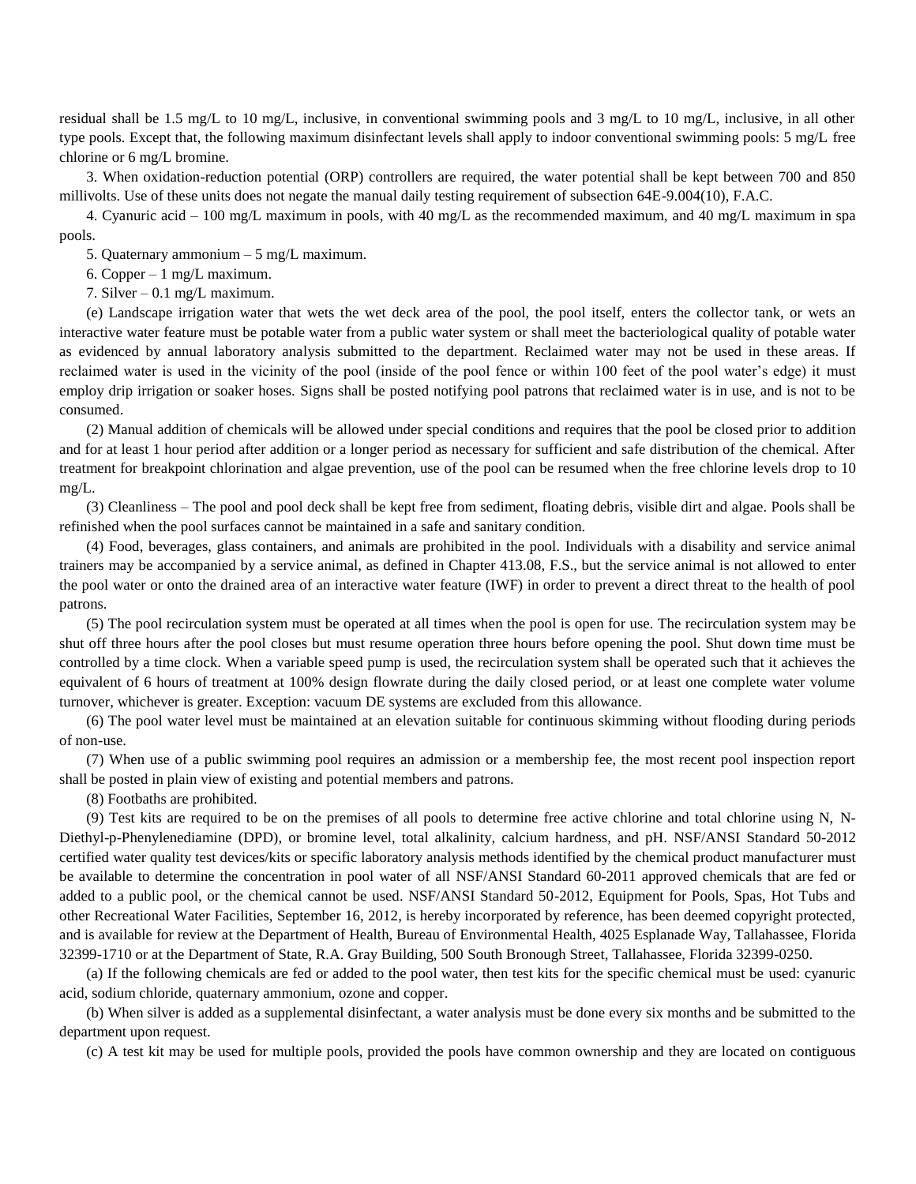residual shall be 1.5 mg/L to 10 mg/L, inclusive, in conventional swimming pools and 3 mg/L to 10 mg/L, inclusive, in all other type pools. Except that, the following maximum disinfectant levels shall apply to indoor conventional swimming pools: 5 mg/L free chlorine or 6 mg/L bromine.

3. When oxidation-reduction potential (ORP) controllers are required, the water potential shall be kept between 700 and 850 millivolts. Use of these units does not negate the manual daily testing requirement of subsection 64E-9.004(10), F.A.C.

4. Cyanuric acid – 100 mg/L maximum in pools, with 40 mg/L as the recommended maximum, and 40 mg/L maximum in spa pools.

5. Quaternary ammonium – 5 mg/L maximum.

6. Copper – 1 mg/L maximum.

7. Silver – 0.1 mg/L maximum.

(e) Landscape irrigation water that wets the wet deck area of the pool, the pool itself, enters the collector tank, or wets an interactive water feature must be potable water from a public water system or shall meet the bacteriological quality of potable water as evidenced by annual laboratory analysis submitted to the department. Reclaimed water may not be used in these areas. If reclaimed water is used in the vicinity of the pool (inside of the pool fence or within 100 feet of the pool water's edge) it must employ drip irrigation or soaker hoses. Signs shall be posted notifying pool patrons that reclaimed water is in use, and is not to be consumed.

(2) Manual addition of chemicals will be allowed under special conditions and requires that the pool be closed prior to addition and for at least 1 hour period after addition or a longer period as necessary for sufficient and safe distribution of the chemical. After treatment for breakpoint chlorination and algae prevention, use of the pool can be resumed when the free chlorine levels drop to 10 mg/L.

(3) Cleanliness – The pool and pool deck shall be kept free from sediment, floating debris, visible dirt and algae. Pools shall be refinished when the pool surfaces cannot be maintained in a safe and sanitary condition.

(4) Food, beverages, glass containers, and animals are prohibited in the pool. Individuals with a disability and service animal trainers may be accompanied by a service animal, as defined in Chapter 413.08, F.S., but the service animal is not allowed to enter the pool water or onto the drained area of an interactive water feature (IWF) in order to prevent a direct threat to the health of pool patrons.

(5) The pool recirculation system must be operated at all times when the pool is open for use. The recirculation system may be shut off three hours after the pool closes but must resume operation three hours before opening the pool. Shut down time must be controlled by a time clock. When a variable speed pump is used, the recirculation system shall be operated such that it achieves the equivalent of 6 hours of treatment at 100% design flowrate during the daily closed period, or at least one complete water volume turnover, whichever is greater. Exception: vacuum DE systems are excluded from this allowance.

(6) The pool water level must be maintained at an elevation suitable for continuous skimming without flooding during periods of non-use.

(7) When use of a public swimming pool requires an admission or a membership fee, the most recent pool inspection report shall be posted in plain view of existing and potential members and patrons.

(8) Footbaths are prohibited.

(9) Test kits are required to be on the premises of all pools to determine free active chlorine and total chlorine using N, N-Diethyl-p-Phenylenediamine (DPD), or bromine level, total alkalinity, calcium hardness, and pH. NSF/ANSI Standard 50-2012 certified water quality test devices/kits or specific laboratory analysis methods identified by the chemical product manufacturer must be available to determine the concentration in pool water of all NSF/ANSI Standard 60-2011 approved chemicals that are fed or added to a public pool, or the chemical cannot be used. NSF/ANSI Standard 50-2012, Equipment for Pools, Spas, Hot Tubs and other Recreational Water Facilities, September 16, 2012, is hereby incorporated by reference, has been deemed copyright protected, and is available for review at the Department of Health, Bureau of Environmental Health, 4025 Esplanade Way, Tallahassee, Florida 32399-1710 or at the Department of State, R.A. Gray Building, 500 South Bronough Street, Tallahassee, Florida 32399-0250.

(a) If the following chemicals are fed or added to the pool water, then test kits for the specific chemical must be used: cyanuric acid, sodium chloride, quaternary ammonium, ozone and copper.

(b) When silver is added as a supplemental disinfectant, a water analysis must be done every six months and be submitted to the department upon request.

(c) A test kit may be used for multiple pools, provided the pools have common ownership and they are located on contiguous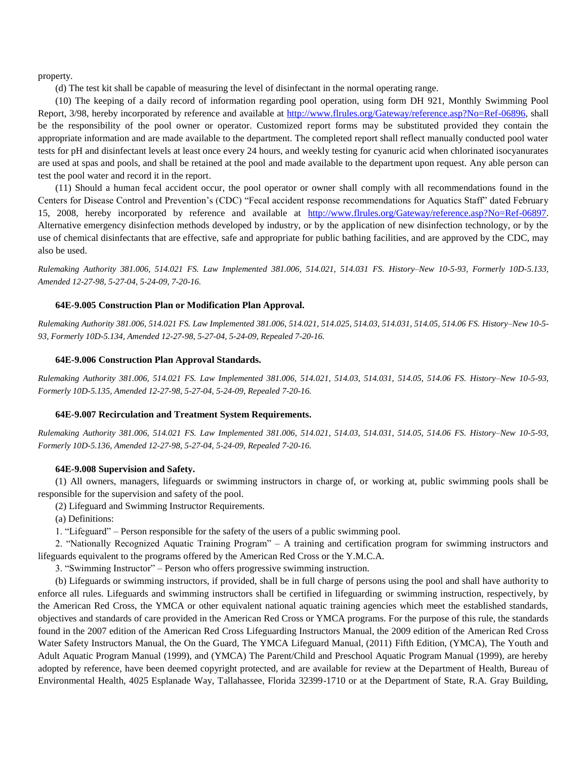property.

(d) The test kit shall be capable of measuring the level of disinfectant in the normal operating range.

(10) The keeping of a daily record of information regarding pool operation, using form DH 921, Monthly Swimming Pool Report, 3/98, hereby incorporated by reference and available at http://www.flrules.org/Gateway/reference.asp?No=Ref-06896, shall be the responsibility of the pool owner or operator. Customized report forms may be substituted provided they contain the appropriate information and are made available to the department. The completed report shall reflect manually conducted pool water tests for pH and disinfectant levels at least once every 24 hours, and weekly testing for cyanuric acid when chlorinated isocyanurates are used at spas and pools, and shall be retained at the pool and made available to the department upon request. Any able person can test the pool water and record it in the report.

(11) Should a human fecal accident occur, the pool operator or owner shall comply with all recommendations found in the Centers for Disease Control and Prevention's (CDC) "Fecal accident response recommendations for Aquatics Staff" dated February 15, 2008, hereby incorporated by reference and available at http://www.flrules.org/Gateway/reference.asp?No=Ref-06897. Alternative emergency disinfection methods developed by industry, or by the application of new disinfection technology, or by the use of chemical disinfectants that are effective, safe and appropriate for public bathing facilities, and are approved by the CDC, may also be used.

*Rulemaking Authority 381.006, 514.021 FS. Law Implemented 381.006, 514.021, 514.031 FS. History–New 10-5-93, Formerly 10D-5.133, Amended 12-27-98, 5-27-04, 5-24-09, 7-20-16.*

**64E-9.005 Construction Plan or Modification Plan Approval.**

*Rulemaking Authority 381.006, 514.021 FS. Law Implemented 381.006, 514.021, 514.025, 514.03, 514.031, 514.05, 514.06 FS. History–New 10-5-93, Formerly 10D-5.134, Amended 12-27-98, 5-27-04, 5-24-09, Repealed 7-20-16.*

**64E-9.006 Construction Plan Approval Standards.**

*Rulemaking Authority 381.006, 514.021 FS. Law Implemented 381.006, 514.021, 514.03, 514.031, 514.05, 514.06 FS. History–New 10-5-93, Formerly 10D-5.135, Amended 12-27-98, 5-27-04, 5-24-09, Repealed 7-20-16.*

**64E-9.007 Recirculation and Treatment System Requirements.**

*Rulemaking Authority 381.006, 514.021 FS. Law Implemented 381.006, 514.021, 514.03, 514.031, 514.05, 514.06 FS. History–New 10-5-93, Formerly 10D-5.136, Amended 12-27-98, 5-27-04, 5-24-09, Repealed 7-20-16.*

**64E-9.008 Supervision and Safety.**

(1) All owners, managers, lifeguards or swimming instructors in charge of, or working at, public swimming pools shall be responsible for the supervision and safety of the pool.

(2) Lifeguard and Swimming Instructor Requirements.

(a) Definitions:

1. "Lifeguard" – Person responsible for the safety of the users of a public swimming pool.

2. "Nationally Recognized Aquatic Training Program" – A training and certification program for swimming instructors and lifeguards equivalent to the programs offered by the American Red Cross or the Y.M.C.A.

3. "Swimming Instructor" – Person who offers progressive swimming instruction.

(b) Lifeguards or swimming instructors, if provided, shall be in full charge of persons using the pool and shall have authority to enforce all rules. Lifeguards and swimming instructors shall be certified in lifeguarding or swimming instruction, respectively, by the American Red Cross, the YMCA or other equivalent national aquatic training agencies which meet the established standards, objectives and standards of care provided in the American Red Cross or YMCA programs. For the purpose of this rule, the standards found in the 2007 edition of the American Red Cross Lifeguarding Instructors Manual, the 2009 edition of the American Red Cross Water Safety Instructors Manual, the On the Guard, The YMCA Lifeguard Manual, (2011) Fifth Edition, (YMCA), The Youth and Adult Aquatic Program Manual (1999), and (YMCA) The Parent/Child and Preschool Aquatic Program Manual (1999), are hereby adopted by reference, have been deemed copyright protected, and are available for review at the Department of Health, Bureau of Environmental Health, 4025 Esplanade Way, Tallahassee, Florida 32399-1710 or at the Department of State, R.A. Gray Building,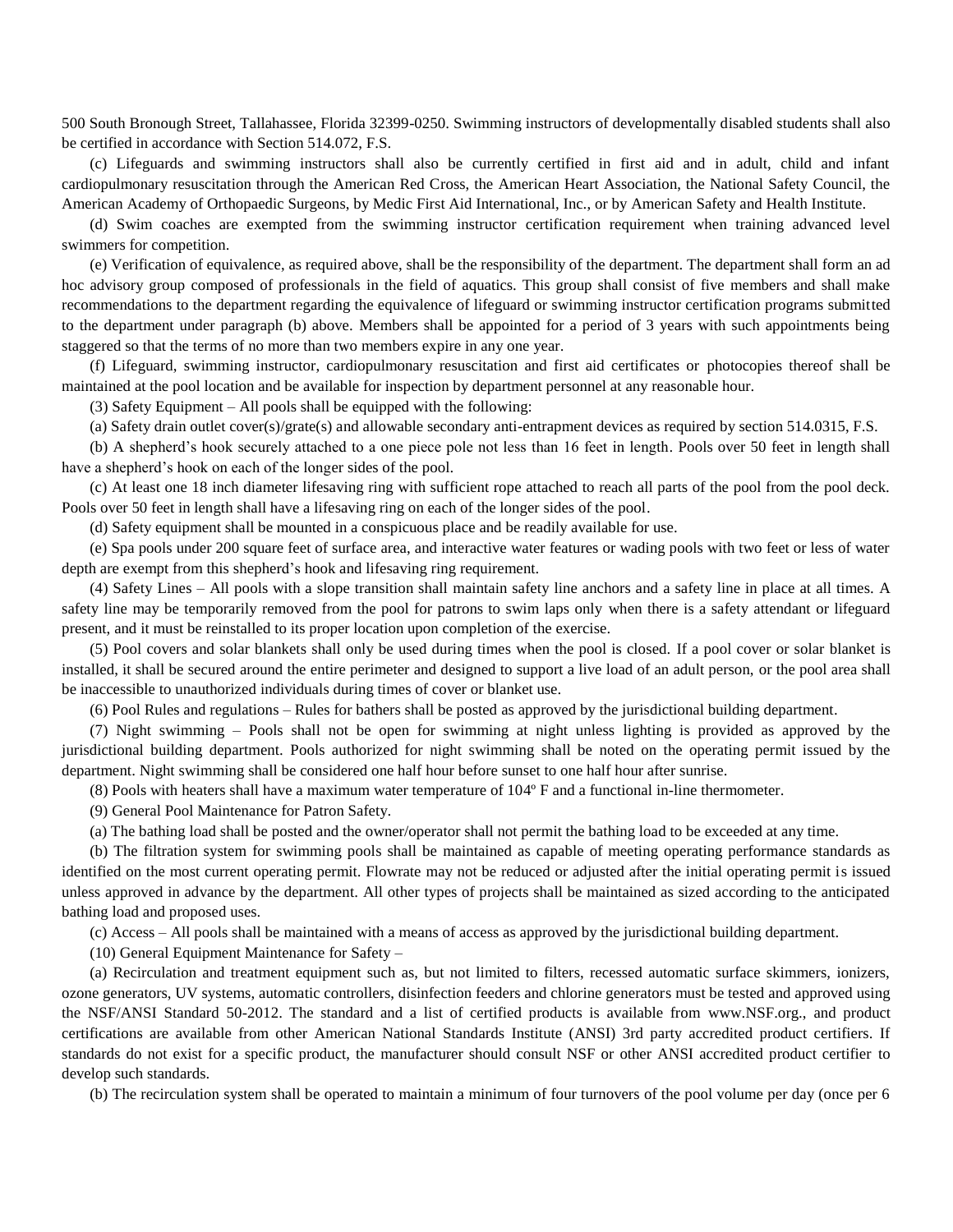500 South Bronough Street, Tallahassee, Florida 32399-0250. Swimming instructors of developmentally disabled students shall also be certified in accordance with Section 514.072, F.S.

(c) Lifeguards and swimming instructors shall also be currently certified in first aid and in adult, child and infant cardiopulmonary resuscitation through the American Red Cross, the American Heart Association, the National Safety Council, the American Academy of Orthopaedic Surgeons, by Medic First Aid International, Inc., or by American Safety and Health Institute.

(d) Swim coaches are exempted from the swimming instructor certification requirement when training advanced level swimmers for competition.

(e) Verification of equivalence, as required above, shall be the responsibility of the department. The department shall form an ad hoc advisory group composed of professionals in the field of aquatics. This group shall consist of five members and shall make recommendations to the department regarding the equivalence of lifeguard or swimming instructor certification programs submitted to the department under paragraph (b) above. Members shall be appointed for a period of 3 years with such appointments being staggered so that the terms of no more than two members expire in any one year.

(f) Lifeguard, swimming instructor, cardiopulmonary resuscitation and first aid certificates or photocopies thereof shall be maintained at the pool location and be available for inspection by department personnel at any reasonable hour.

(3) Safety Equipment – All pools shall be equipped with the following:

(a) Safety drain outlet cover(s)/grate(s) and allowable secondary anti-entrapment devices as required by section 514.0315, F.S.

(b) A shepherd's hook securely attached to a one piece pole not less than 16 feet in length. Pools over 50 feet in length shall have a shepherd's hook on each of the longer sides of the pool.

(c) At least one 18 inch diameter lifesaving ring with sufficient rope attached to reach all parts of the pool from the pool deck. Pools over 50 feet in length shall have a lifesaving ring on each of the longer sides of the pool.

(d) Safety equipment shall be mounted in a conspicuous place and be readily available for use.

(e) Spa pools under 200 square feet of surface area, and interactive water features or wading pools with two feet or less of water depth are exempt from this shepherd's hook and lifesaving ring requirement.

(4) Safety Lines – All pools with a slope transition shall maintain safety line anchors and a safety line in place at all times. A safety line may be temporarily removed from the pool for patrons to swim laps only when there is a safety attendant or lifeguard present, and it must be reinstalled to its proper location upon completion of the exercise.

(5) Pool covers and solar blankets shall only be used during times when the pool is closed. If a pool cover or solar blanket is installed, it shall be secured around the entire perimeter and designed to support a live load of an adult person, or the pool area shall be inaccessible to unauthorized individuals during times of cover or blanket use.

(6) Pool Rules and regulations – Rules for bathers shall be posted as approved by the jurisdictional building department.

(7) Night swimming – Pools shall not be open for swimming at night unless lighting is provided as approved by the jurisdictional building department. Pools authorized for night swimming shall be noted on the operating permit issued by the department. Night swimming shall be considered one half hour before sunset to one half hour after sunrise.

(8) Pools with heaters shall have a maximum water temperature of 104º F and a functional in-line thermometer.

(9) General Pool Maintenance for Patron Safety.

(a) The bathing load shall be posted and the owner/operator shall not permit the bathing load to be exceeded at any time.

(b) The filtration system for swimming pools shall be maintained as capable of meeting operating performance standards as identified on the most current operating permit. Flowrate may not be reduced or adjusted after the initial operating permit is issued unless approved in advance by the department. All other types of projects shall be maintained as sized according to the anticipated bathing load and proposed uses.

(c) Access – All pools shall be maintained with a means of access as approved by the jurisdictional building department.

(10) General Equipment Maintenance for Safety –

(a) Recirculation and treatment equipment such as, but not limited to filters, recessed automatic surface skimmers, ionizers, ozone generators, UV systems, automatic controllers, disinfection feeders and chlorine generators must be tested and approved using the NSF/ANSI Standard 50-2012. The standard and a list of certified products is available from www.NSF.org., and product certifications are available from other American National Standards Institute (ANSI) 3rd party accredited product certifiers. If standards do not exist for a specific product, the manufacturer should consult NSF or other ANSI accredited product certifier to develop such standards.

(b) The recirculation system shall be operated to maintain a minimum of four turnovers of the pool volume per day (once per 6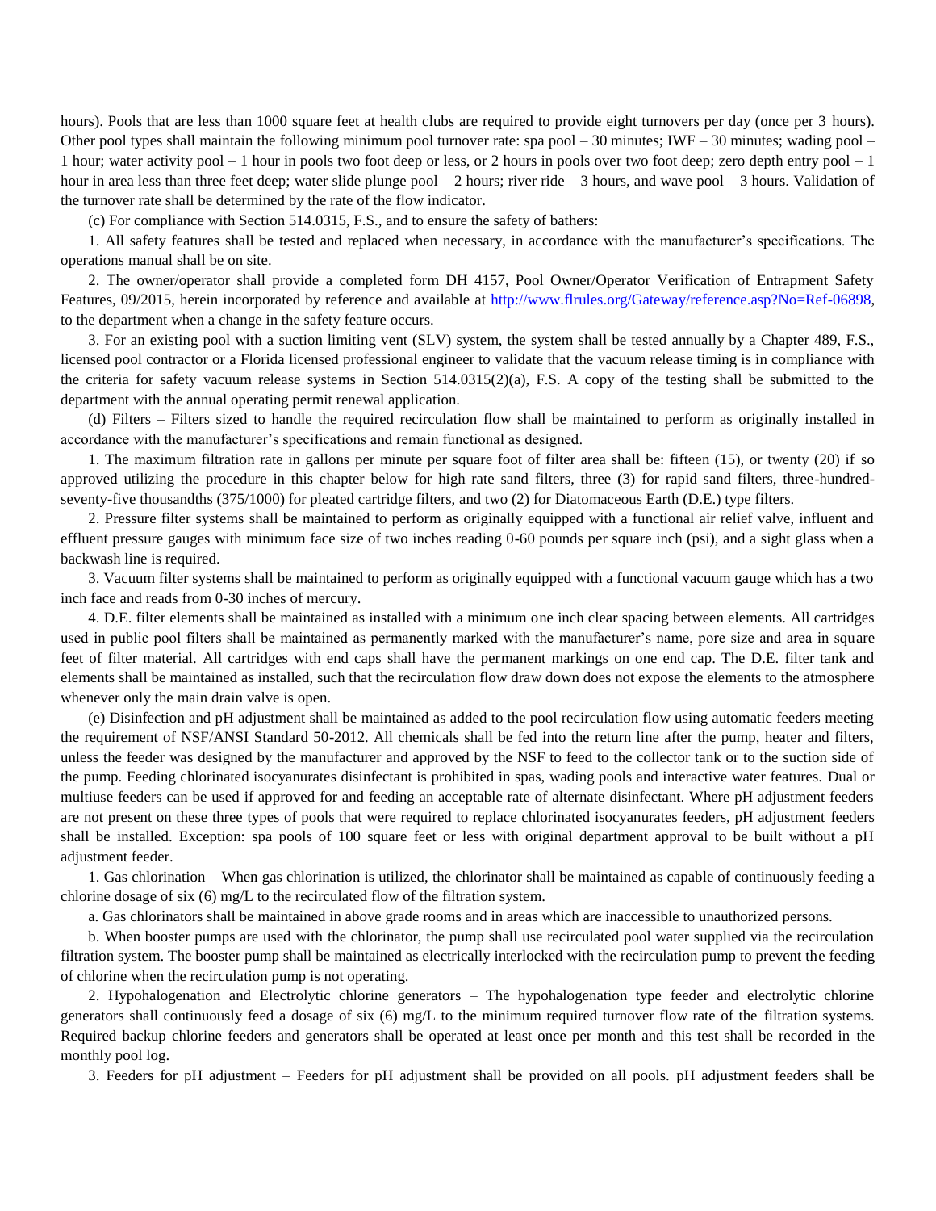hours). Pools that are less than 1000 square feet at health clubs are required to provide eight turnovers per day (once per 3 hours). Other pool types shall maintain the following minimum pool turnover rate: spa pool – 30 minutes; IWF – 30 minutes; wading pool – 1 hour; water activity pool – 1 hour in pools two foot deep or less, or 2 hours in pools over two foot deep; zero depth entry pool – 1 hour in area less than three feet deep; water slide plunge pool – 2 hours; river ride – 3 hours, and wave pool – 3 hours. Validation of the turnover rate shall be determined by the rate of the flow indicator.

(c) For compliance with Section 514.0315, F.S., and to ensure the safety of bathers:

1. All safety features shall be tested and replaced when necessary, in accordance with the manufacturer's specifications. The operations manual shall be on site.

2. The owner/operator shall provide a completed form DH 4157, Pool Owner/Operator Verification of Entrapment Safety Features, 09/2015, herein incorporated by reference and available at http://www.flrules.org/Gateway/reference.asp?No=Ref-06898, to the department when a change in the safety feature occurs.

3. For an existing pool with a suction limiting vent (SLV) system, the system shall be tested annually by a Chapter 489, F.S., licensed pool contractor or a Florida licensed professional engineer to validate that the vacuum release timing is in compliance with the criteria for safety vacuum release systems in Section 514.0315(2)(a), F.S. A copy of the testing shall be submitted to the department with the annual operating permit renewal application.

(d) Filters – Filters sized to handle the required recirculation flow shall be maintained to perform as originally installed in accordance with the manufacturer's specifications and remain functional as designed.

1. The maximum filtration rate in gallons per minute per square foot of filter area shall be: fifteen (15), or twenty (20) if so approved utilizing the procedure in this chapter below for high rate sand filters, three (3) for rapid sand filters, three-hundred-seventy-five thousandths (375/1000) for pleated cartridge filters, and two (2) for Diatomaceous Earth (D.E.) type filters.

2. Pressure filter systems shall be maintained to perform as originally equipped with a functional air relief valve, influent and effluent pressure gauges with minimum face size of two inches reading 0-60 pounds per square inch (psi), and a sight glass when a backwash line is required.

3. Vacuum filter systems shall be maintained to perform as originally equipped with a functional vacuum gauge which has a two inch face and reads from 0-30 inches of mercury.

4. D.E. filter elements shall be maintained as installed with a minimum one inch clear spacing between elements. All cartridges used in public pool filters shall be maintained as permanently marked with the manufacturer's name, pore size and area in square feet of filter material. All cartridges with end caps shall have the permanent markings on one end cap. The D.E. filter tank and elements shall be maintained as installed, such that the recirculation flow draw down does not expose the elements to the atmosphere whenever only the main drain valve is open.

(e) Disinfection and pH adjustment shall be maintained as added to the pool recirculation flow using automatic feeders meeting the requirement of NSF/ANSI Standard 50-2012. All chemicals shall be fed into the return line after the pump, heater and filters, unless the feeder was designed by the manufacturer and approved by the NSF to feed to the collector tank or to the suction side of the pump. Feeding chlorinated isocyanurates disinfectant is prohibited in spas, wading pools and interactive water features. Dual or multiuse feeders can be used if approved for and feeding an acceptable rate of alternate disinfectant. Where pH adjustment feeders are not present on these three types of pools that were required to replace chlorinated isocyanurates feeders, pH adjustment feeders shall be installed. Exception: spa pools of 100 square feet or less with original department approval to be built without a pH adjustment feeder.

1. Gas chlorination – When gas chlorination is utilized, the chlorinator shall be maintained as capable of continuously feeding a chlorine dosage of six (6) mg/L to the recirculated flow of the filtration system.

a. Gas chlorinators shall be maintained in above grade rooms and in areas which are inaccessible to unauthorized persons.

b. When booster pumps are used with the chlorinator, the pump shall use recirculated pool water supplied via the recirculation filtration system. The booster pump shall be maintained as electrically interlocked with the recirculation pump to prevent the feeding of chlorine when the recirculation pump is not operating.

2. Hypohalogenation and Electrolytic chlorine generators – The hypohalogenation type feeder and electrolytic chlorine generators shall continuously feed a dosage of six (6) mg/L to the minimum required turnover flow rate of the filtration systems. Required backup chlorine feeders and generators shall be operated at least once per month and this test shall be recorded in the monthly pool log.

3. Feeders for pH adjustment – Feeders for pH adjustment shall be provided on all pools. pH adjustment feeders shall be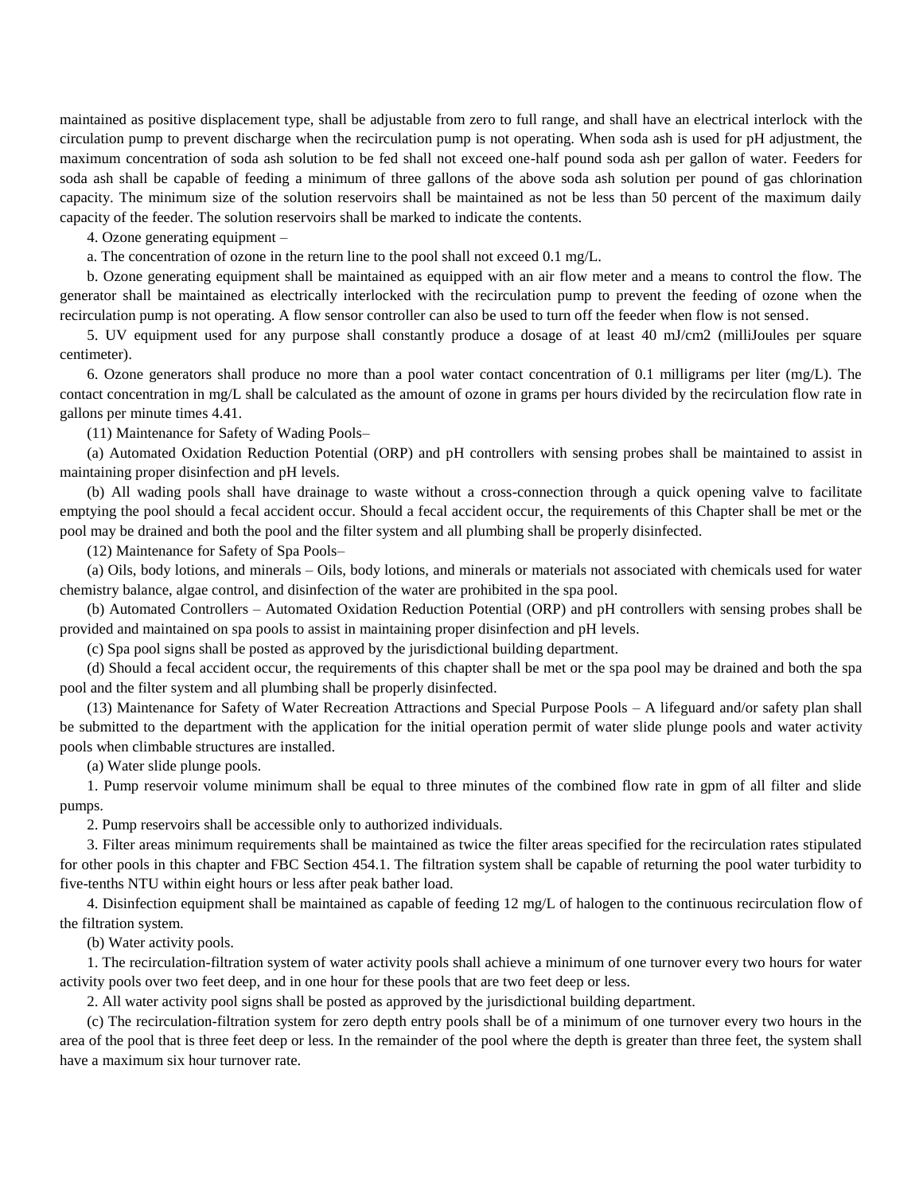maintained as positive displacement type, shall be adjustable from zero to full range, and shall have an electrical interlock with the circulation pump to prevent discharge when the recirculation pump is not operating. When soda ash is used for pH adjustment, the maximum concentration of soda ash solution to be fed shall not exceed one-half pound soda ash per gallon of water. Feeders for soda ash shall be capable of feeding a minimum of three gallons of the above soda ash solution per pound of gas chlorination capacity. The minimum size of the solution reservoirs shall be maintained as not be less than 50 percent of the maximum daily capacity of the feeder. The solution reservoirs shall be marked to indicate the contents.

4. Ozone generating equipment –

a. The concentration of ozone in the return line to the pool shall not exceed 0.1 mg/L.

b. Ozone generating equipment shall be maintained as equipped with an air flow meter and a means to control the flow. The generator shall be maintained as electrically interlocked with the recirculation pump to prevent the feeding of ozone when the recirculation pump is not operating. A flow sensor controller can also be used to turn off the feeder when flow is not sensed.

5. UV equipment used for any purpose shall constantly produce a dosage of at least 40 mJ/cm2 (milliJoules per square centimeter).

6. Ozone generators shall produce no more than a pool water contact concentration of 0.1 milligrams per liter (mg/L). The contact concentration in mg/L shall be calculated as the amount of ozone in grams per hours divided by the recirculation flow rate in gallons per minute times 4.41.

(11) Maintenance for Safety of Wading Pools–

(a) Automated Oxidation Reduction Potential (ORP) and pH controllers with sensing probes shall be maintained to assist in maintaining proper disinfection and pH levels.

(b) All wading pools shall have drainage to waste without a cross-connection through a quick opening valve to facilitate emptying the pool should a fecal accident occur. Should a fecal accident occur, the requirements of this Chapter shall be met or the pool may be drained and both the pool and the filter system and all plumbing shall be properly disinfected.

(12) Maintenance for Safety of Spa Pools–

(a) Oils, body lotions, and minerals – Oils, body lotions, and minerals or materials not associated with chemicals used for water chemistry balance, algae control, and disinfection of the water are prohibited in the spa pool.

(b) Automated Controllers – Automated Oxidation Reduction Potential (ORP) and pH controllers with sensing probes shall be provided and maintained on spa pools to assist in maintaining proper disinfection and pH levels.

(c) Spa pool signs shall be posted as approved by the jurisdictional building department.

(d) Should a fecal accident occur, the requirements of this chapter shall be met or the spa pool may be drained and both the spa pool and the filter system and all plumbing shall be properly disinfected.

(13) Maintenance for Safety of Water Recreation Attractions and Special Purpose Pools – A lifeguard and/or safety plan shall be submitted to the department with the application for the initial operation permit of water slide plunge pools and water activity pools when climbable structures are installed.

(a) Water slide plunge pools.

1. Pump reservoir volume minimum shall be equal to three minutes of the combined flow rate in gpm of all filter and slide pumps.

2. Pump reservoirs shall be accessible only to authorized individuals.

3. Filter areas minimum requirements shall be maintained as twice the filter areas specified for the recirculation rates stipulated for other pools in this chapter and FBC Section 454.1. The filtration system shall be capable of returning the pool water turbidity to five-tenths NTU within eight hours or less after peak bather load.

4. Disinfection equipment shall be maintained as capable of feeding 12 mg/L of halogen to the continuous recirculation flow of the filtration system.

(b) Water activity pools.

1. The recirculation-filtration system of water activity pools shall achieve a minimum of one turnover every two hours for water activity pools over two feet deep, and in one hour for these pools that are two feet deep or less.

2. All water activity pool signs shall be posted as approved by the jurisdictional building department.

(c) The recirculation-filtration system for zero depth entry pools shall be of a minimum of one turnover every two hours in the area of the pool that is three feet deep or less. In the remainder of the pool where the depth is greater than three feet, the system shall have a maximum six hour turnover rate.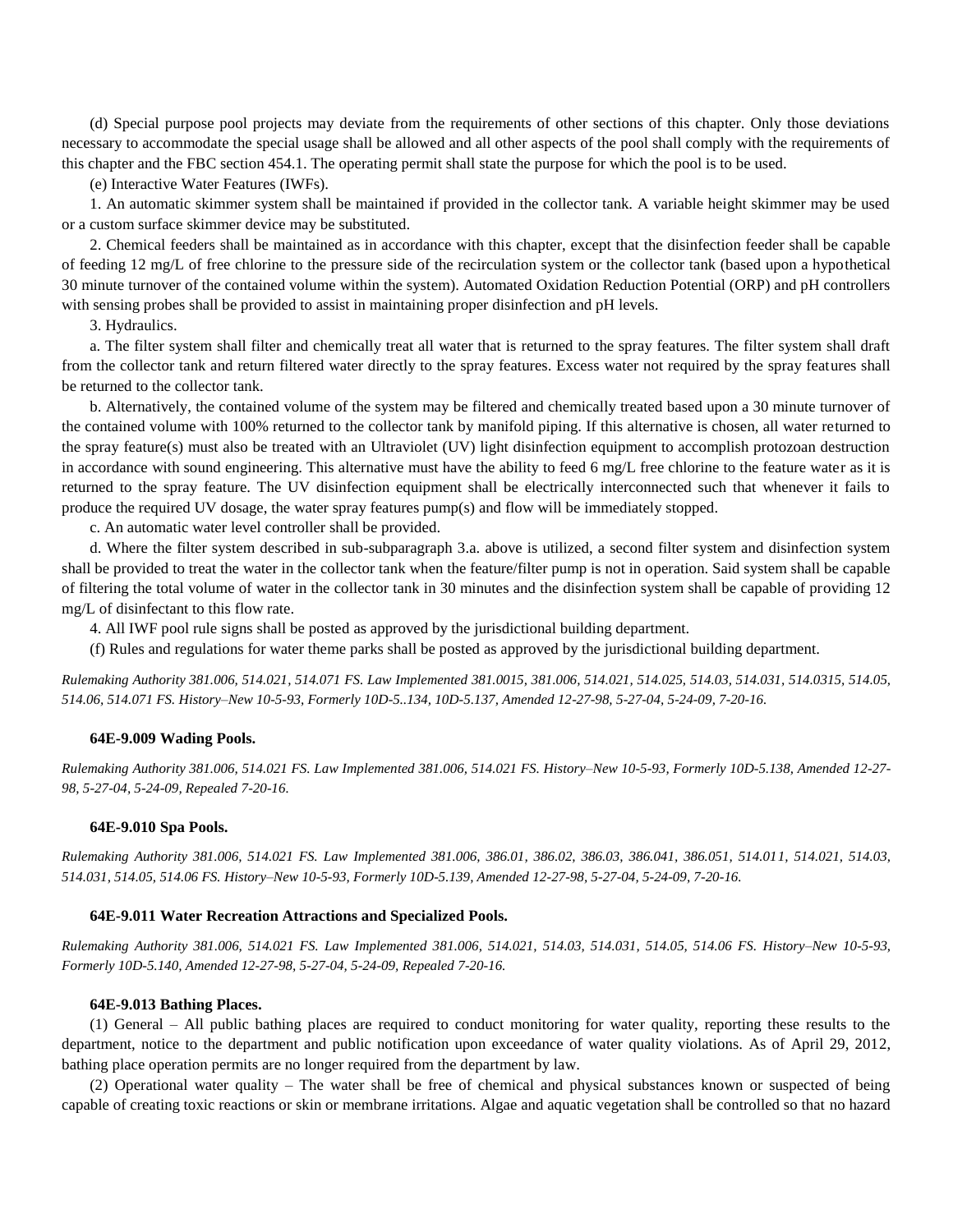(d) Special purpose pool projects may deviate from the requirements of other sections of this chapter. Only those deviations necessary to accommodate the special usage shall be allowed and all other aspects of the pool shall comply with the requirements of this chapter and the FBC section 454.1. The operating permit shall state the purpose for which the pool is to be used.

(e) Interactive Water Features (IWFs).

1. An automatic skimmer system shall be maintained if provided in the collector tank. A variable height skimmer may be used or a custom surface skimmer device may be substituted.

2. Chemical feeders shall be maintained as in accordance with this chapter, except that the disinfection feeder shall be capable of feeding 12 mg/L of free chlorine to the pressure side of the recirculation system or the collector tank (based upon a hypothetical 30 minute turnover of the contained volume within the system). Automated Oxidation Reduction Potential (ORP) and pH controllers with sensing probes shall be provided to assist in maintaining proper disinfection and pH levels.

3. Hydraulics.

a. The filter system shall filter and chemically treat all water that is returned to the spray features. The filter system shall draft from the collector tank and return filtered water directly to the spray features. Excess water not required by the spray features shall be returned to the collector tank.

b. Alternatively, the contained volume of the system may be filtered and chemically treated based upon a 30 minute turnover of the contained volume with 100% returned to the collector tank by manifold piping. If this alternative is chosen, all water returned to the spray feature(s) must also be treated with an Ultraviolet (UV) light disinfection equipment to accomplish protozoan destruction in accordance with sound engineering. This alternative must have the ability to feed 6 mg/L free chlorine to the feature water as it is returned to the spray feature. The UV disinfection equipment shall be electrically interconnected such that whenever it fails to produce the required UV dosage, the water spray features pump(s) and flow will be immediately stopped.

c. An automatic water level controller shall be provided.

d. Where the filter system described in sub-subparagraph 3.a. above is utilized, a second filter system and disinfection system shall be provided to treat the water in the collector tank when the feature/filter pump is not in operation. Said system shall be capable of filtering the total volume of water in the collector tank in 30 minutes and the disinfection system shall be capable of providing 12 mg/L of disinfectant to this flow rate.

4. All IWF pool rule signs shall be posted as approved by the jurisdictional building department.

(f) Rules and regulations for water theme parks shall be posted as approved by the jurisdictional building department.

*Rulemaking Authority 381.006, 514.021, 514.071 FS. Law Implemented 381.0015, 381.006, 514.021, 514.025, 514.03, 514.031, 514.0315, 514.05, 514.06, 514.071 FS. History–New 10-5-93, Formerly 10D-5..134, 10D-5.137, Amended 12-27-98, 5-27-04, 5-24-09, 7-20-16.*

#### 64E-9.009 Wading Pools.

*Rulemaking Authority 381.006, 514.021 FS. Law Implemented 381.006, 514.021 FS. History–New 10-5-93, Formerly 10D-5.138, Amended 12-27-98, 5-27-04, 5-24-09, Repealed 7-20-16.*

#### 64E-9.010 Spa Pools.

*Rulemaking Authority 381.006, 514.021 FS. Law Implemented 381.006, 386.01, 386.02, 386.03, 386.041, 386.051, 514.011, 514.021, 514.03, 514.031, 514.05, 514.06 FS. History–New 10-5-93, Formerly 10D-5.139, Amended 12-27-98, 5-27-04, 5-24-09, 7-20-16.*

#### 64E-9.011 Water Recreation Attractions and Specialized Pools.

*Rulemaking Authority 381.006, 514.021 FS. Law Implemented 381.006, 514.021, 514.03, 514.031, 514.05, 514.06 FS. History–New 10-5-93, Formerly 10D-5.140, Amended 12-27-98, 5-27-04, 5-24-09, Repealed 7-20-16.*

#### 64E-9.013 Bathing Places.

(1) General – All public bathing places are required to conduct monitoring for water quality, reporting these results to the department, notice to the department and public notification upon exceedance of water quality violations. As of April 29, 2012, bathing place operation permits are no longer required from the department by law.

(2) Operational water quality – The water shall be free of chemical and physical substances known or suspected of being capable of creating toxic reactions or skin or membrane irritations. Algae and aquatic vegetation shall be controlled so that no hazard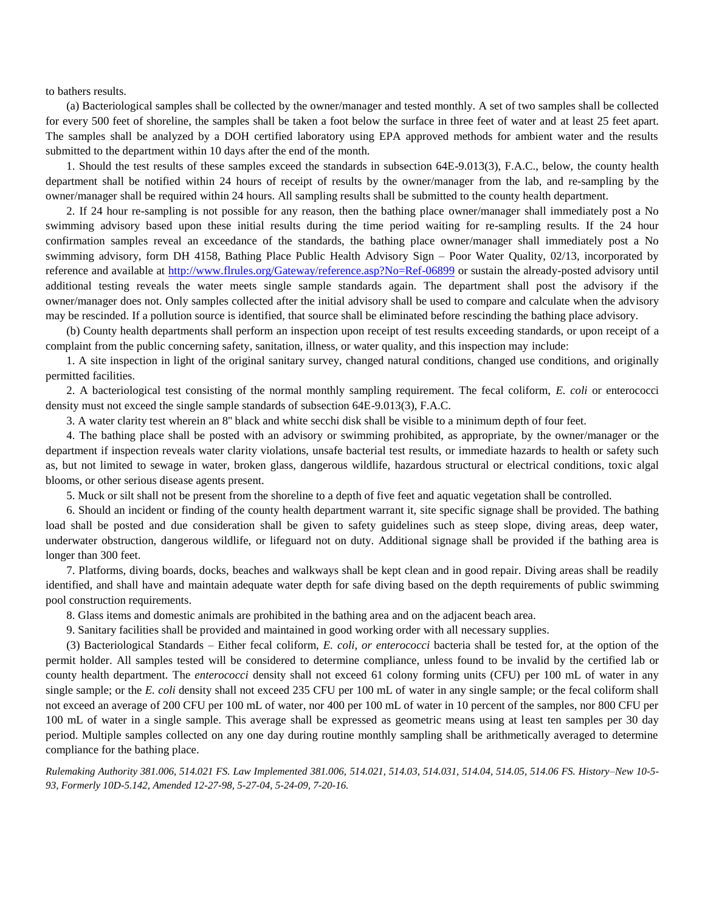to bathers results.

(a) Bacteriological samples shall be collected by the owner/manager and tested monthly. A set of two samples shall be collected for every 500 feet of shoreline, the samples shall be taken a foot below the surface in three feet of water and at least 25 feet apart. The samples shall be analyzed by a DOH certified laboratory using EPA approved methods for ambient water and the results submitted to the department within 10 days after the end of the month.

1. Should the test results of these samples exceed the standards in subsection 64E-9.013(3), F.A.C., below, the county health department shall be notified within 24 hours of receipt of results by the owner/manager from the lab, and re-sampling by the owner/manager shall be required within 24 hours. All sampling results shall be submitted to the county health department.

2. If 24 hour re-sampling is not possible for any reason, then the bathing place owner/manager shall immediately post a No swimming advisory based upon these initial results during the time period waiting for re-sampling results. If the 24 hour confirmation samples reveal an exceedance of the standards, the bathing place owner/manager shall immediately post a No swimming advisory, form DH 4158, Bathing Place Public Health Advisory Sign – Poor Water Quality, 02/13, incorporated by reference and available at [http://www.flrules.org/Gateway/reference.asp?No=Ref-06899](http://www.flrules.org/Gateway/reference.asp?No=Ref-06899) or sustain the already-posted advisory until additional testing reveals the water meets single sample standards again. The department shall post the advisory if the owner/manager does not. Only samples collected after the initial advisory shall be used to compare and calculate when the advisory may be rescinded. If a pollution source is identified, that source shall be eliminated before rescinding the bathing place advisory.

(b) County health departments shall perform an inspection upon receipt of test results exceeding standards, or upon receipt of a complaint from the public concerning safety, sanitation, illness, or water quality, and this inspection may include:

1. A site inspection in light of the original sanitary survey, changed natural conditions, changed use conditions, and originally permitted facilities.

2. A bacteriological test consisting of the normal monthly sampling requirement. The fecal coliform, *E. coli* or enterococci density must not exceed the single sample standards of subsection 64E-9.013(3), F.A.C.

3. A water clarity test wherein an 8" black and white secchi disk shall be visible to a minimum depth of four feet.

4. The bathing place shall be posted with an advisory or swimming prohibited, as appropriate, by the owner/manager or the department if inspection reveals water clarity violations, unsafe bacterial test results, or immediate hazards to health or safety such as, but not limited to sewage in water, broken glass, dangerous wildlife, hazardous structural or electrical conditions, toxic algal blooms, or other serious disease agents present.

5. Muck or silt shall not be present from the shoreline to a depth of five feet and aquatic vegetation shall be controlled.

6. Should an incident or finding of the county health department warrant it, site specific signage shall be provided. The bathing load shall be posted and due consideration shall be given to safety guidelines such as steep slope, diving areas, deep water, underwater obstruction, dangerous wildlife, or lifeguard not on duty. Additional signage shall be provided if the bathing area is longer than 300 feet.

7. Platforms, diving boards, docks, beaches and walkways shall be kept clean and in good repair. Diving areas shall be readily identified, and shall have and maintain adequate water depth for safe diving based on the depth requirements of public swimming pool construction requirements.

8. Glass items and domestic animals are prohibited in the bathing area and on the adjacent beach area.

9. Sanitary facilities shall be provided and maintained in good working order with all necessary supplies.

(3) Bacteriological Standards – Either fecal coliform, *E. coli, or enterococci* bacteria shall be tested for, at the option of the permit holder. All samples tested will be considered to determine compliance, unless found to be invalid by the certified lab or county health department. The *enterococci* density shall not exceed 61 colony forming units (CFU) per 100 mL of water in any single sample; or the *E. coli* density shall not exceed 235 CFU per 100 mL of water in any single sample; or the fecal coliform shall not exceed an average of 200 CFU per 100 mL of water, nor 400 per 100 mL of water in 10 percent of the samples, nor 800 CFU per 100 mL of water in a single sample. This average shall be expressed as geometric means using at least ten samples per 30 day period. Multiple samples collected on any one day during routine monthly sampling shall be arithmetically averaged to determine compliance for the bathing place.

*Rulemaking Authority 381.006, 514.021 FS. Law Implemented 381.006, 514.021, 514.03, 514.031, 514.04, 514.05, 514.06 FS. History–New 10-5-93, Formerly 10D-5.142, Amended 12-27-98, 5-27-04, 5-24-09, 7-20-16.*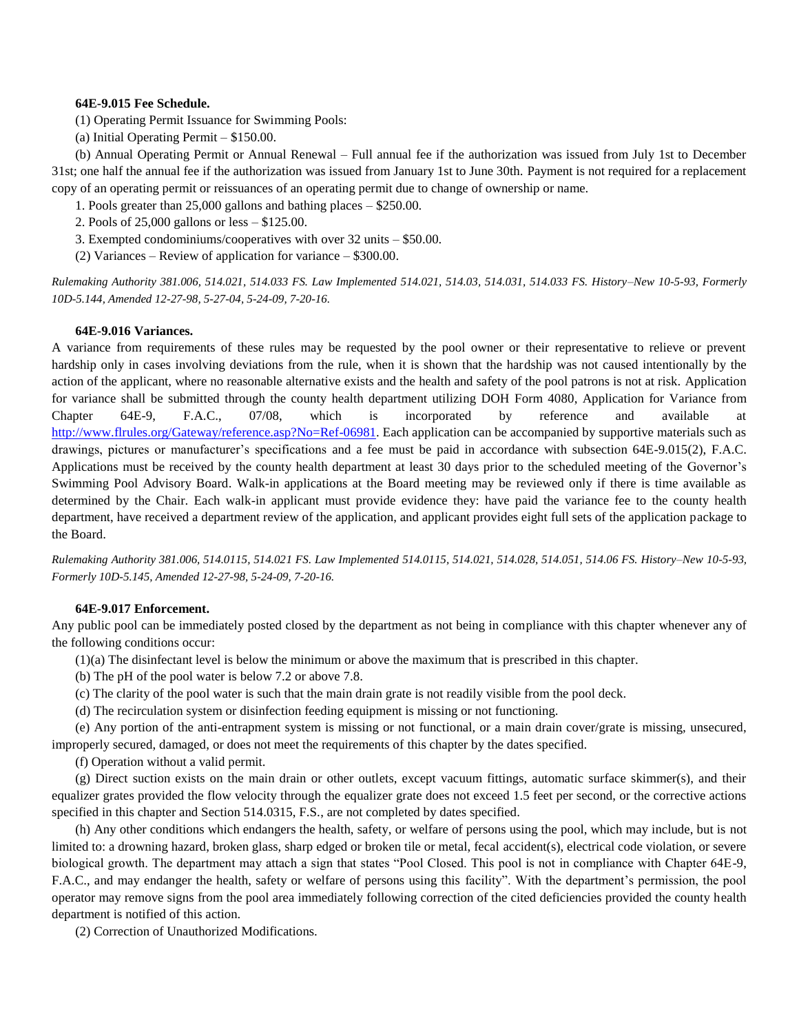**64E-9.015 Fee Schedule.**

(1) Operating Permit Issuance for Swimming Pools:

(a) Initial Operating Permit – $150.00.

(b) Annual Operating Permit or Annual Renewal – Full annual fee if the authorization was issued from July 1st to December 31st; one half the annual fee if the authorization was issued from January 1st to June 30th. Payment is not required for a replacement copy of an operating permit or reissuances of an operating permit due to change of ownership or name.

1. Pools greater than 25,000 gallons and bathing places – $250.00.

2. Pools of 25,000 gallons or less – $125.00.

3. Exempted condominiums/cooperatives with over 32 units – $50.00.

(2) Variances – Review of application for variance – $300.00.

*Rulemaking Authority 381.006, 514.021, 514.033 FS. Law Implemented 514.021, 514.03, 514.031, 514.033 FS. History–New 10-5-93, Formerly 10D-5.144, Amended 12-27-98, 5-27-04, 5-24-09, 7-20-16.*

**64E-9.016 Variances.**

A variance from requirements of these rules may be requested by the pool owner or their representative to relieve or prevent hardship only in cases involving deviations from the rule, when it is shown that the hardship was not caused intentionally by the action of the applicant, where no reasonable alternative exists and the health and safety of the pool patrons is not at risk. Application for variance shall be submitted through the county health department utilizing DOH Form 4080, Application for Variance from Chapter 64E-9, F.A.C., 07/08, which is incorporated by reference and available at http://www.flrules.org/Gateway/reference.asp?No=Ref-06981. Each application can be accompanied by supportive materials such as drawings, pictures or manufacturer's specifications and a fee must be paid in accordance with subsection 64E-9.015(2), F.A.C. Applications must be received by the county health department at least 30 days prior to the scheduled meeting of the Governor's Swimming Pool Advisory Board. Walk-in applications at the Board meeting may be reviewed only if there is time available as determined by the Chair. Each walk-in applicant must provide evidence they: have paid the variance fee to the county health department, have received a department review of the application, and applicant provides eight full sets of the application package to the Board.

*Rulemaking Authority 381.006, 514.0115, 514.021 FS. Law Implemented 514.0115, 514.021, 514.028, 514.051, 514.06 FS. History–New 10-5-93, Formerly 10D-5.145, Amended 12-27-98, 5-24-09, 7-20-16.*

**64E-9.017 Enforcement.**

Any public pool can be immediately posted closed by the department as not being in compliance with this chapter whenever any of the following conditions occur:

(1)(a) The disinfectant level is below the minimum or above the maximum that is prescribed in this chapter.

(b) The pH of the pool water is below 7.2 or above 7.8.

(c) The clarity of the pool water is such that the main drain grate is not readily visible from the pool deck.

(d) The recirculation system or disinfection feeding equipment is missing or not functioning.

(e) Any portion of the anti-entrapment system is missing or not functional, or a main drain cover/grate is missing, unsecured, improperly secured, damaged, or does not meet the requirements of this chapter by the dates specified.

(f) Operation without a valid permit.

(g) Direct suction exists on the main drain or other outlets, except vacuum fittings, automatic surface skimmer(s), and their equalizer grates provided the flow velocity through the equalizer grate does not exceed 1.5 feet per second, or the corrective actions specified in this chapter and Section 514.0315, F.S., are not completed by dates specified.

(h) Any other conditions which endangers the health, safety, or welfare of persons using the pool, which may include, but is not limited to: a drowning hazard, broken glass, sharp edged or broken tile or metal, fecal accident(s), electrical code violation, or severe biological growth. The department may attach a sign that states "Pool Closed. This pool is not in compliance with Chapter 64E-9, F.A.C., and may endanger the health, safety or welfare of persons using this facility". With the department's permission, the pool operator may remove signs from the pool area immediately following correction of the cited deficiencies provided the county health department is notified of this action.

(2) Correction of Unauthorized Modifications.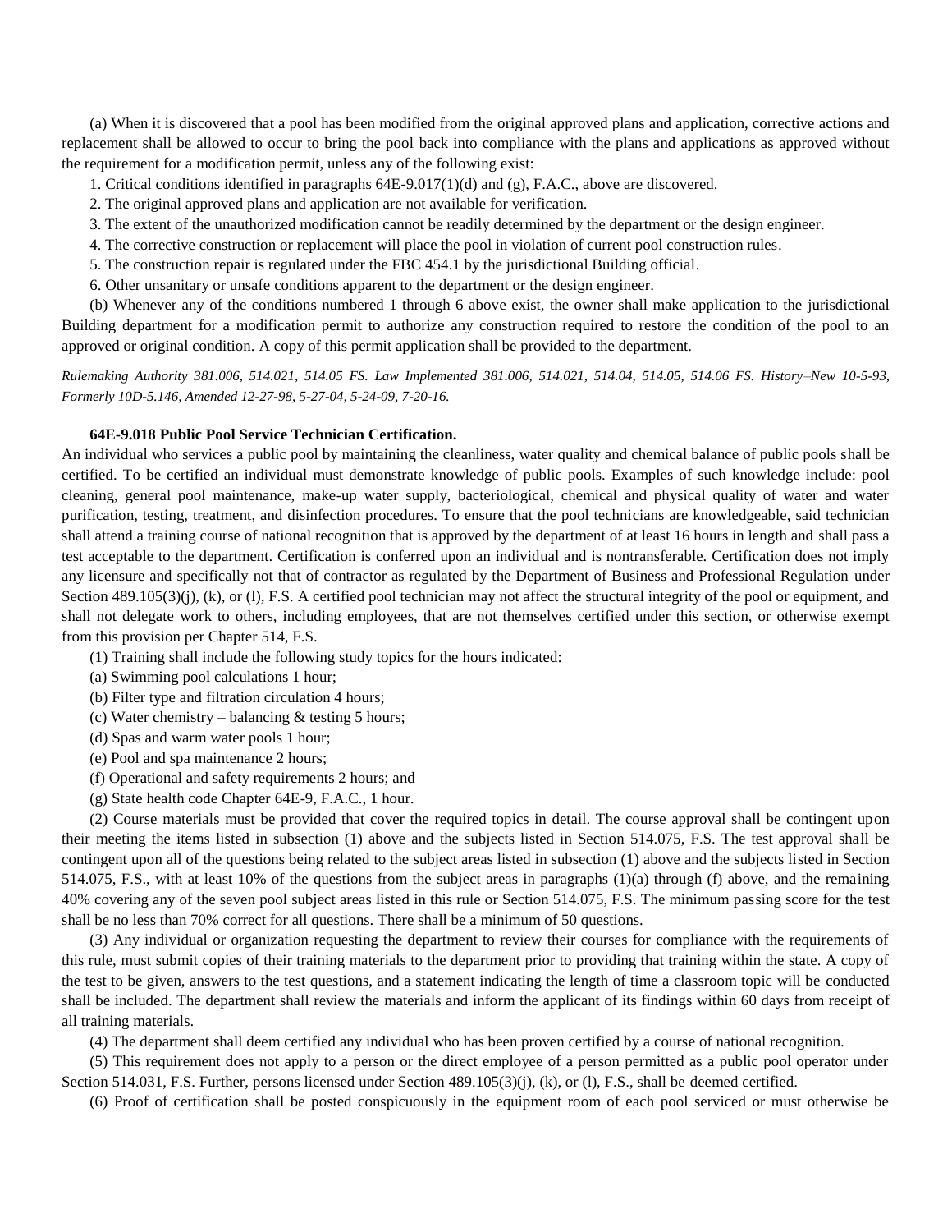(a) When it is discovered that a pool has been modified from the original approved plans and application, corrective actions and replacement shall be allowed to occur to bring the pool back into compliance with the plans and applications as approved without the requirement for a modification permit, unless any of the following exist:

1. Critical conditions identified in paragraphs 64E-9.017(1)(d) and (g), F.A.C., above are discovered.
2. The original approved plans and application are not available for verification.
3. The extent of the unauthorized modification cannot be readily determined by the department or the design engineer.
4. The corrective construction or replacement will place the pool in violation of current pool construction rules.
5. The construction repair is regulated under the FBC 454.1 by the jurisdictional Building official.
6. Other unsanitary or unsafe conditions apparent to the department or the design engineer.

(b) Whenever any of the conditions numbered 1 through 6 above exist, the owner shall make application to the jurisdictional Building department for a modification permit to authorize any construction required to restore the condition of the pool to an approved or original condition. A copy of this permit application shall be provided to the department.

*Rulemaking Authority 381.006, 514.021, 514.05 FS. Law Implemented 381.006, 514.021, 514.04, 514.05, 514.06 FS. History–New 10-5-93, Formerly 10D-5.146, Amended 12-27-98, 5-27-04, 5-24-09, 7-20-16.*

**64E-9.018 Public Pool Service Technician Certification.**

An individual who services a public pool by maintaining the cleanliness, water quality and chemical balance of public pools shall be certified. To be certified an individual must demonstrate knowledge of public pools. Examples of such knowledge include: pool cleaning, general pool maintenance, make-up water supply, bacteriological, chemical and physical quality of water and water purification, testing, treatment, and disinfection procedures. To ensure that the pool technicians are knowledgeable, said technician shall attend a training course of national recognition that is approved by the department of at least 16 hours in length and shall pass a test acceptable to the department. Certification is conferred upon an individual and is nontransferable. Certification does not imply any licensure and specifically not that of contractor as regulated by the Department of Business and Professional Regulation under Section 489.105(3)(j), (k), or (l), F.S. A certified pool technician may not affect the structural integrity of the pool or equipment, and shall not delegate work to others, including employees, that are not themselves certified under this section, or otherwise exempt from this provision per Chapter 514, F.S.

(1) Training shall include the following study topics for the hours indicated:

(a) Swimming pool calculations 1 hour;

(b) Filter type and filtration circulation 4 hours;

(c) Water chemistry – balancing & testing 5 hours;

(d) Spas and warm water pools 1 hour;

(e) Pool and spa maintenance 2 hours;

(f) Operational and safety requirements 2 hours; and

(g) State health code Chapter 64E-9, F.A.C., 1 hour.

(2) Course materials must be provided that cover the required topics in detail. The course approval shall be contingent upon their meeting the items listed in subsection (1) above and the subjects listed in Section 514.075, F.S. The test approval shall be contingent upon all of the questions being related to the subject areas listed in subsection (1) above and the subjects listed in Section 514.075, F.S., with at least 10% of the questions from the subject areas in paragraphs (1)(a) through (f) above, and the remaining 40% covering any of the seven pool subject areas listed in this rule or Section 514.075, F.S. The minimum passing score for the test shall be no less than 70% correct for all questions. There shall be a minimum of 50 questions.

(3) Any individual or organization requesting the department to review their courses for compliance with the requirements of this rule, must submit copies of their training materials to the department prior to providing that training within the state. A copy of the test to be given, answers to the test questions, and a statement indicating the length of time a classroom topic will be conducted shall be included. The department shall review the materials and inform the applicant of its findings within 60 days from receipt of all training materials.

(4) The department shall deem certified any individual who has been proven certified by a course of national recognition.

(5) This requirement does not apply to a person or the direct employee of a person permitted as a public pool operator under Section 514.031, F.S. Further, persons licensed under Section 489.105(3)(j), (k), or (l), F.S., shall be deemed certified.

(6) Proof of certification shall be posted conspicuously in the equipment room of each pool serviced or must otherwise be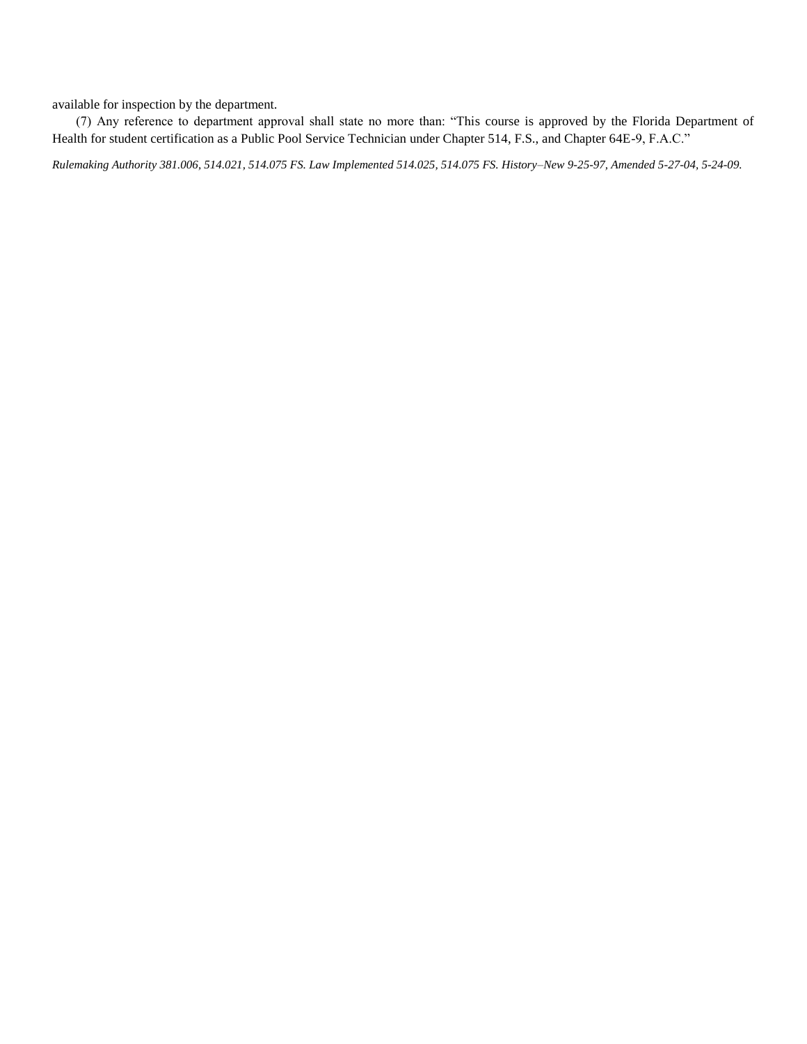available for inspection by the department.

(7) Any reference to department approval shall state no more than: “This course is approved by the Florida Department of Health for student certification as a Public Pool Service Technician under Chapter 514, F.S., and Chapter 64E-9, F.A.C.”

*Rulemaking Authority 381.006, 514.021, 514.075 FS. Law Implemented 514.025, 514.075 FS. History–New 9-25-97, Amended 5-27-04, 5-24-09.*